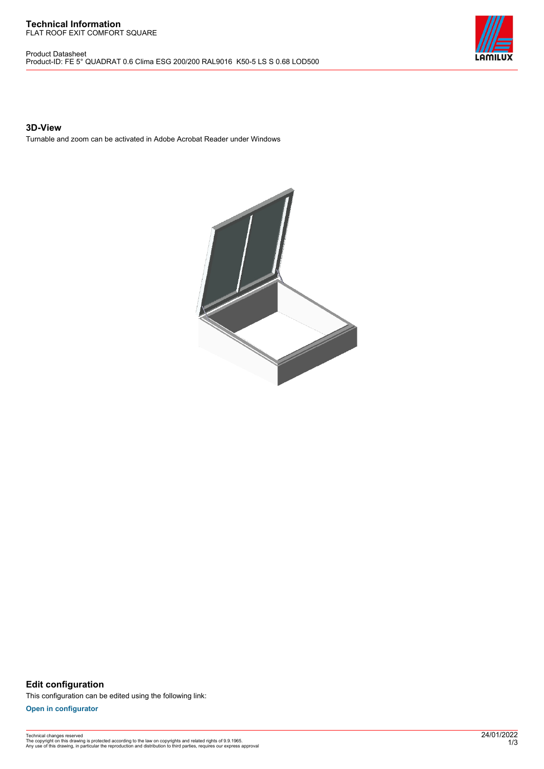# Technical Information

FLAT ROOF EXIT COMFORT SQUARE

Product Datasheet

Product-ID: FE 5° QUADRAT 0.6 Clima ESG 200/200 RAL9016 K50-5 LS S 0.68 LOD500

## 3D-View

Turnable and zoom can be activated in Adobe Acrobat Reader under Windows

## Edit configuration

This configuration can be edited using the following link:

**Open in configurator**

Technical changes reserved
The copyright on this drawing is protected according to the law on copyrights and related rights of 9.9.1965.
Any use of this drawing, in particular the reproduction and distribution to third parties, requires our express approval

24/01/2022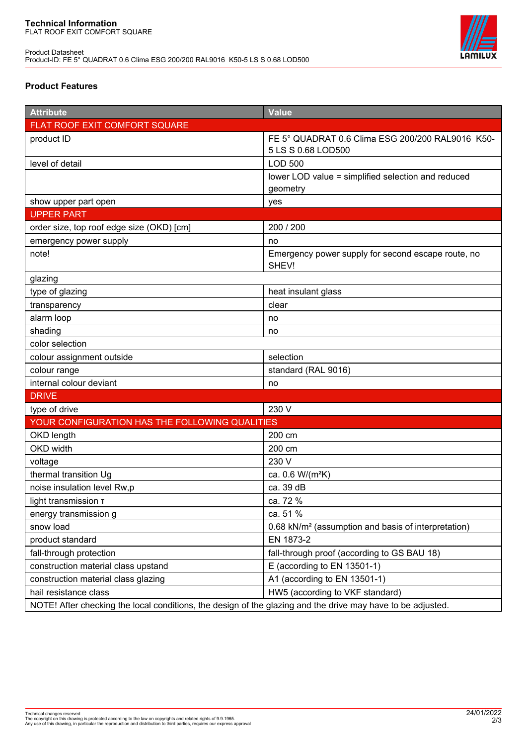# Technical Information

FLAT ROOF EXIT COMFORT SQUARE

Product Datasheet
Product-ID: FE 5° QUADRAT 0.6 Clima ESG 200/200 RAL9016 K50-5 LS S 0.68 LOD500

## Product Features

| Attribute | Value |
|---|---|
| FLAT ROOF EXIT COMFORT SQUARE | |
| product ID | FE 5° QUADRAT 0.6 Clima ESG 200/200 RAL9016 K50-5 LS S 0.68 LOD500 |
| level of detail | LOD 500 |
| | lower LOD value = simplified selection and reduced geometry |
| show upper part open | yes |
| UPPER PART | |
| order size, top roof edge size (OKD) [cm] | 200 / 200 |
| emergency power supply | no |
| note! | Emergency power supply for second escape route, no SHEV! |
| glazing | |
| type of glazing | heat insulant glass |
| transparency | clear |
| alarm loop | no |
| shading | no |
| color selection | |
| colour assignment outside | selection |
| colour range | standard (RAL 9016) |
| internal colour deviant | no |
| DRIVE | |
| type of drive | 230 V |
| YOUR CONFIGURATION HAS THE FOLLOWING QUALITIES | |
| OKD length | 200 cm |
| OKD width | 200 cm |
| voltage | 230 V |
| thermal transition Ug | ca. 0.6 W/(m²K) |
| noise insulation level Rw,p | ca. 39 dB |
| light transmission τ | ca. 72 % |
| energy transmission g | ca. 51 % |
| snow load | 0.68 kN/m² (assumption and basis of interpretation) |
| product standard | EN 1873-2 |
| fall-through protection | fall-through proof (according to GS BAU 18) |
| construction material class upstand | E (according to EN 13501-1) |
| construction material class glazing | A1 (according to EN 13501-1) |
| hail resistance class | HW5 (according to VKF standard) |
| NOTE! After checking the local conditions, the design of the glazing and the drive may have to be adjusted. | |

Technical changes reserved
The copyright on this drawing is protected according to the law on copyrights and related rights of 9.9.1965.
Any use of this drawing, in particular the reproduction and distribution to third parties, requires our express approval

24/01/2022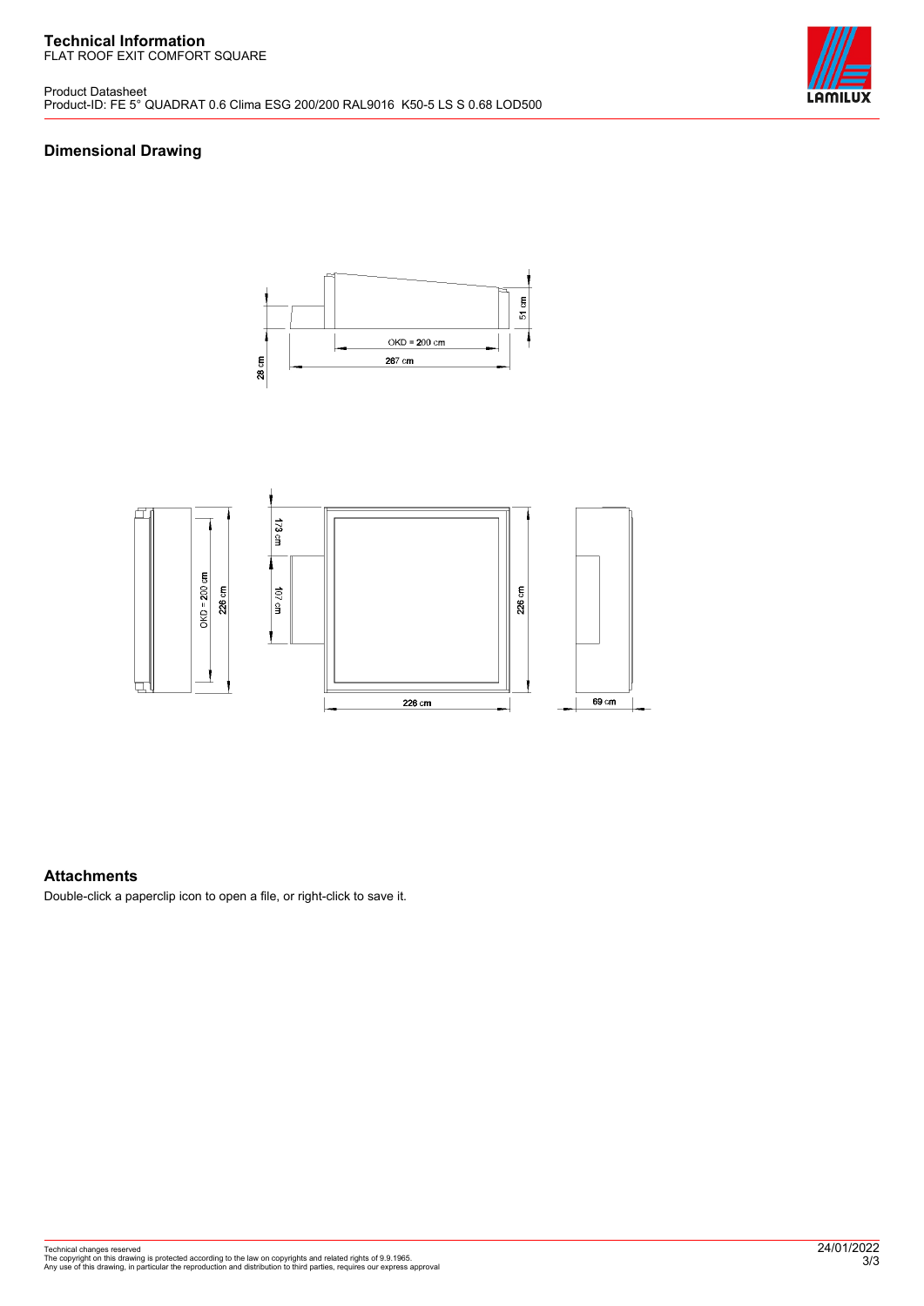**Technical Information**
FLAT ROOF EXIT COMFORT SQUARE

Product Datasheet
Product-ID: FE 5° QUADRAT 0.6 Clima ESG 200/200 RAL9016 K50-5 LS S 0.68 LOD500

## Dimensional Drawing

51 cm
OKD = 200 cm
287 cm
28 cm

173 cm
107 cm
OKD = 200 cm
226 cm
226 cm
226 cm
69 cm

## Attachments

Double-click a paperclip icon to open a file, or right-click to save it.

Technical changes reserved
The copyright on this drawing is protected according to the law on copyrights and related rights of 9.9.1965.
Any use of this drawing, in particular the reproduction and distribution to third parties, requires our express approval

24/01/2022